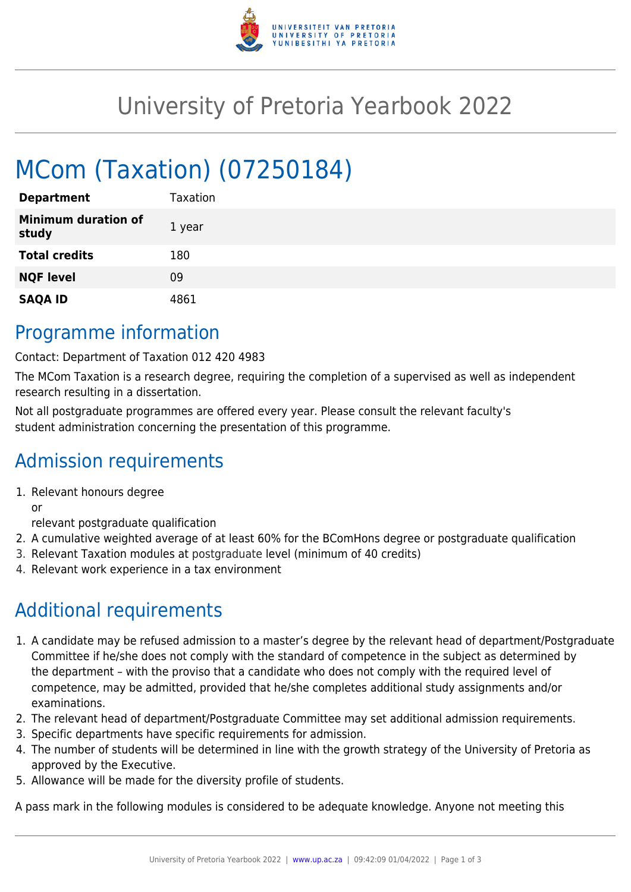# University of Pretoria Yearbook 2022

# MCom (Taxation) (07250184)

| | |
|---|---|
| **Department** | Taxation |
| **Minimum duration of study** | 1 year |
| **Total credits** | 180 |
| **NQF level** | 09 |
| **SAQA ID** | 4861 |

## Programme information

Contact: Department of Taxation 012 420 4983

The MCom Taxation is a research degree, requiring the completion of a supervised as well as independent research resulting in a dissertation.

Not all postgraduate programmes are offered every year. Please consult the relevant faculty's student administration concerning the presentation of this programme.

## Admission requirements

1. Relevant honours degree
   or
   relevant postgraduate qualification
2. A cumulative weighted average of at least 60% for the BComHons degree or postgraduate qualification
3. Relevant Taxation modules at postgraduate level (minimum of 40 credits)
4. Relevant work experience in a tax environment

## Additional requirements

1. A candidate may be refused admission to a master's degree by the relevant head of department/Postgraduate Committee if he/she does not comply with the standard of competence in the subject as determined by the department – with the proviso that a candidate who does not comply with the required level of competence, may be admitted, provided that he/she completes additional study assignments and/or examinations.
2. The relevant head of department/Postgraduate Committee may set additional admission requirements.
3. Specific departments have specific requirements for admission.
4. The number of students will be determined in line with the growth strategy of the University of Pretoria as approved by the Executive.
5. Allowance will be made for the diversity profile of students.

A pass mark in the following modules is considered to be adequate knowledge. Anyone not meeting this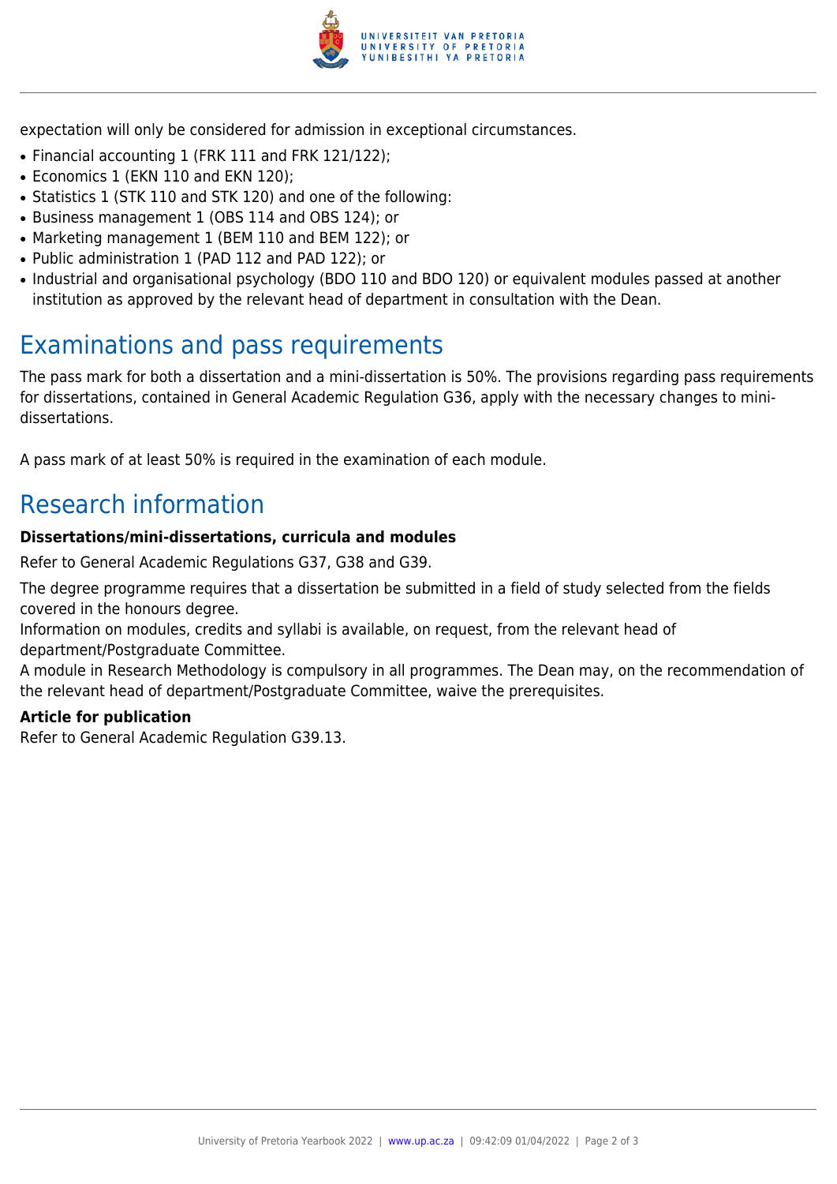expectation will only be considered for admission in exceptional circumstances.

- Financial accounting 1 (FRK 111 and FRK 121/122);
- Economics 1 (EKN 110 and EKN 120);
- Statistics 1 (STK 110 and STK 120) and one of the following:
- Business management 1 (OBS 114 and OBS 124); or
- Marketing management 1 (BEM 110 and BEM 122); or
- Public administration 1 (PAD 112 and PAD 122); or
- Industrial and organisational psychology (BDO 110 and BDO 120) or equivalent modules passed at another institution as approved by the relevant head of department in consultation with the Dean.

## Examinations and pass requirements

The pass mark for both a dissertation and a mini-dissertation is 50%. The provisions regarding pass requirements for dissertations, contained in General Academic Regulation G36, apply with the necessary changes to mini-dissertations.

A pass mark of at least 50% is required in the examination of each module.

## Research information

**Dissertations/mini-dissertations, curricula and modules**

Refer to General Academic Regulations G37, G38 and G39.

The degree programme requires that a dissertation be submitted in a field of study selected from the fields covered in the honours degree.
Information on modules, credits and syllabi is available, on request, from the relevant head of department/Postgraduate Committee.
A module in Research Methodology is compulsory in all programmes. The Dean may, on the recommendation of the relevant head of department/Postgraduate Committee, waive the prerequisites.

**Article for publication**

Refer to General Academic Regulation G39.13.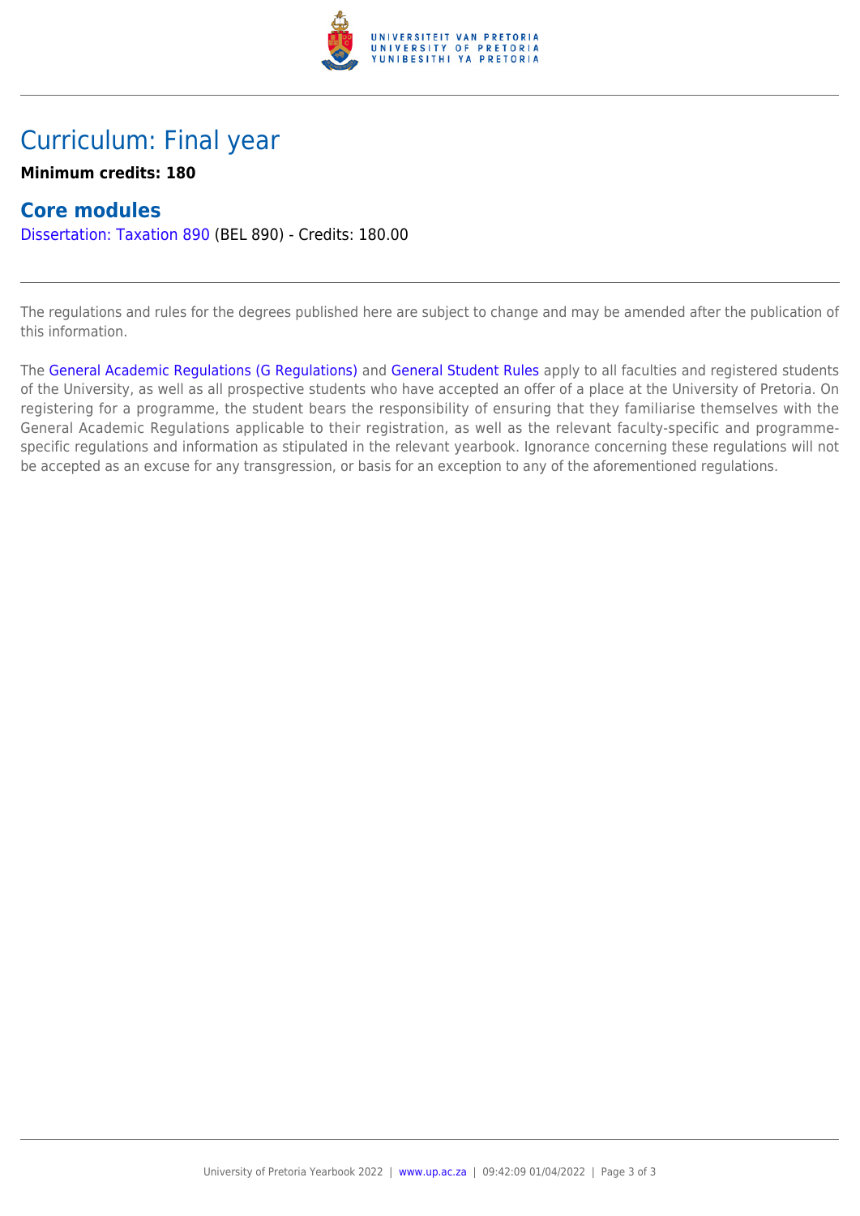## Curriculum: Final year

**Minimum credits: 180**

### Core modules

Dissertation: Taxation 890 (BEL 890) - Credits: 180.00

---

The regulations and rules for the degrees published here are subject to change and may be amended after the publication of this information.

The General Academic Regulations (G Regulations) and General Student Rules apply to all faculties and registered students of the University, as well as all prospective students who have accepted an offer of a place at the University of Pretoria. On registering for a programme, the student bears the responsibility of ensuring that they familiarise themselves with the General Academic Regulations applicable to their registration, as well as the relevant faculty-specific and programme-specific regulations and information as stipulated in the relevant yearbook. Ignorance concerning these regulations will not be accepted as an excuse for any transgression, or basis for an exception to any of the aforementioned regulations.